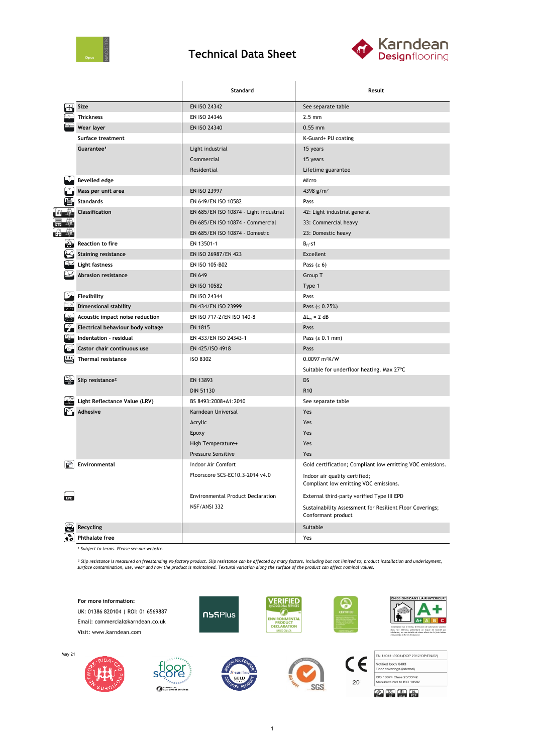# Technical Data Sheet

| | Standard | Result |
|---|---|---|
| Size | EN ISO 24342 | See separate table |
| Thickness | EN ISO 24346 | 2.5 mm |
| Wear layer | EN ISO 24340 | 0.55 mm |
| Surface treatment | | K-Guard+ PU coating |
| Guarantee[1] | Light industrial | 15 years |
| | Commercial | 15 years |
| | Residential | Lifetime guarantee |
| Bevelled edge | | Micro |
| Mass per unit area | EN ISO 23997 | 4398 g/m² |
| Standards | EN 649/EN ISO 10582 | Pass |
| Classification | EN 685/EN ISO 10874 - Light industrial | 42: Light industrial general |
| | EN 685/EN ISO 10874 - Commercial | 33: Commercial heavy |
| | EN 685/EN ISO 10874 - Domestic | 23: Domestic heavy |
| Reaction to fire | EN 13501-1 | $B_{fl}$-s1 |
| Staining resistance | EN ISO 26987/EN 423 | Excellent |
| Light fastness | EN ISO 105-B02 | Pass (≥ 6) |
| Abrasion resistance | EN 649 | Group T |
| | EN ISO 10582 | Type 1 |
| Flexibility | EN ISO 24344 | Pass |
| Dimensional stability | EN 434/EN ISO 23999 | Pass (≤ 0.25%) |
| Acoustic impact noise reduction | EN ISO 717-2/EN ISO 140-8 | $\Delta L_w$ = 2 dB |
| Electrical behaviour body voltage | EN 1815 | Pass |
| Indentation - residual | EN 433/EN ISO 24343-1 | Pass (≤ 0.1 mm) |
| Castor chair continuous use | EN 425/ISO 4918 | Pass |
| Thermal resistance | ISO 8302 | 0.0097 m²K/W |
| | | Suitable for underfloor heating. Max 27°C |
| Slip resistance[2] | EN 13893 | DS |
| | DIN 51130 | R10 |
| Light Reflectance Value (LRV) | BS 8493:2008+A1:2010 | See separate table |
| Adhesive | Karndean Universal | Yes |
| | Acrylic | Yes |
| | Epoxy | Yes |
| | High Temperature+ | Yes |
| | Pressure Sensitive | Yes |
| Environmental | Indoor Air Comfort | Gold certification; Compliant low emitting VOC emissions. |
| | Floorscore SCS-EC10.3-2014 v4.0 | Indoor air quality certified; Compliant low emitting VOC emissions. |
| | Environmental Product Declaration | External third-party verified Type III EPD |
| | NSF/ANSI 332 | Sustainability Assessment for Resilient Floor Coverings; Conformant product |
| Recycling | | Suitable |
| Phthalate free | | Yes |

*[1] Subject to terms. Please see our website.*

*[2] Slip resistance is measured on freestanding ex-factory product. Slip resistance can be affected by many factors, including but not limited to; product installation and underlayment, surface contamination, use, wear and how the product is maintained. Textural variation along the surface of the product can affect nominal values.*

**For more information:**
UK: 01386 820104 | ROI: 01 6569887
Email: commercial@karndean.co.uk
Visit: www.karndean.com

May 21

EN 14041: 2004 (DOP 2017/OP/EN/02)
Notified body 0493
Floor coverings (internal)
ISO 10874 Class 23/33/42
Manufactured to ISO 10582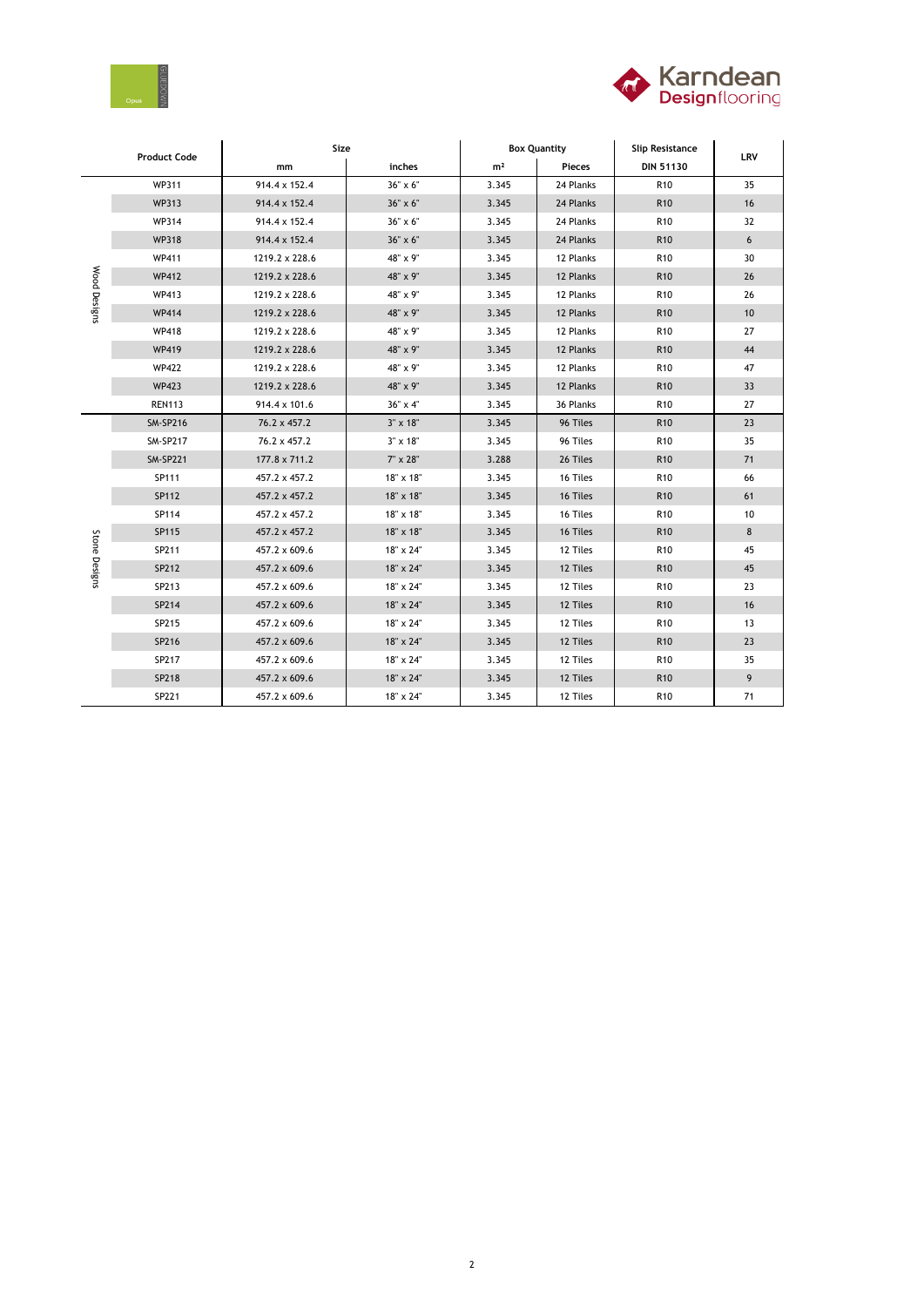| | Product Code | Size | | Box Quantity | | Slip Resistance | LRV |
|---|---|---|---|---|---|---|---|
| | | mm | inches | m² | Pieces | DIN 51130 | |
| Wood Designs | WP311 | 914.4 x 152.4 | 36" x 6" | 3.345 | 24 Planks | R10 | 35 |
| | WP313 | 914.4 x 152.4 | 36" x 6" | 3.345 | 24 Planks | R10 | 16 |
| | WP314 | 914.4 x 152.4 | 36" x 6" | 3.345 | 24 Planks | R10 | 32 |
| | WP318 | 914.4 x 152.4 | 36" x 6" | 3.345 | 24 Planks | R10 | 6 |
| | WP411 | 1219.2 x 228.6 | 48" x 9" | 3.345 | 12 Planks | R10 | 30 |
| | WP412 | 1219.2 x 228.6 | 48" x 9" | 3.345 | 12 Planks | R10 | 26 |
| | WP413 | 1219.2 x 228.6 | 48" x 9" | 3.345 | 12 Planks | R10 | 26 |
| | WP414 | 1219.2 x 228.6 | 48" x 9" | 3.345 | 12 Planks | R10 | 10 |
| | WP418 | 1219.2 x 228.6 | 48" x 9" | 3.345 | 12 Planks | R10 | 27 |
| | WP419 | 1219.2 x 228.6 | 48" x 9" | 3.345 | 12 Planks | R10 | 44 |
| | WP422 | 1219.2 x 228.6 | 48" x 9" | 3.345 | 12 Planks | R10 | 47 |
| | WP423 | 1219.2 x 228.6 | 48" x 9" | 3.345 | 12 Planks | R10 | 33 |
| | REN113 | 914.4 x 101.6 | 36" x 4" | 3.345 | 36 Planks | R10 | 27 |
| Stone Designs | SM-SP216 | 76.2 x 457.2 | 3" x 18" | 3.345 | 96 Tiles | R10 | 23 |
| | SM-SP217 | 76.2 x 457.2 | 3" x 18" | 3.345 | 96 Tiles | R10 | 35 |
| | SM-SP221 | 177.8 x 711.2 | 7" x 28" | 3.288 | 26 Tiles | R10 | 71 |
| | SP111 | 457.2 x 457.2 | 18" x 18" | 3.345 | 16 Tiles | R10 | 66 |
| | SP112 | 457.2 x 457.2 | 18" x 18" | 3.345 | 16 Tiles | R10 | 61 |
| | SP114 | 457.2 x 457.2 | 18" x 18" | 3.345 | 16 Tiles | R10 | 10 |
| | SP115 | 457.2 x 457.2 | 18" x 18" | 3.345 | 16 Tiles | R10 | 8 |
| | SP211 | 457.2 x 609.6 | 18" x 24" | 3.345 | 12 Tiles | R10 | 45 |
| | SP212 | 457.2 x 609.6 | 18" x 24" | 3.345 | 12 Tiles | R10 | 45 |
| | SP213 | 457.2 x 609.6 | 18" x 24" | 3.345 | 12 Tiles | R10 | 23 |
| | SP214 | 457.2 x 609.6 | 18" x 24" | 3.345 | 12 Tiles | R10 | 16 |
| | SP215 | 457.2 x 609.6 | 18" x 24" | 3.345 | 12 Tiles | R10 | 13 |
| | SP216 | 457.2 x 609.6 | 18" x 24" | 3.345 | 12 Tiles | R10 | 23 |
| | SP217 | 457.2 x 609.6 | 18" x 24" | 3.345 | 12 Tiles | R10 | 35 |
| | SP218 | 457.2 x 609.6 | 18" x 24" | 3.345 | 12 Tiles | R10 | 9 |
| | SP221 | 457.2 x 609.6 | 18" x 24" | 3.345 | 12 Tiles | R10 | 71 |